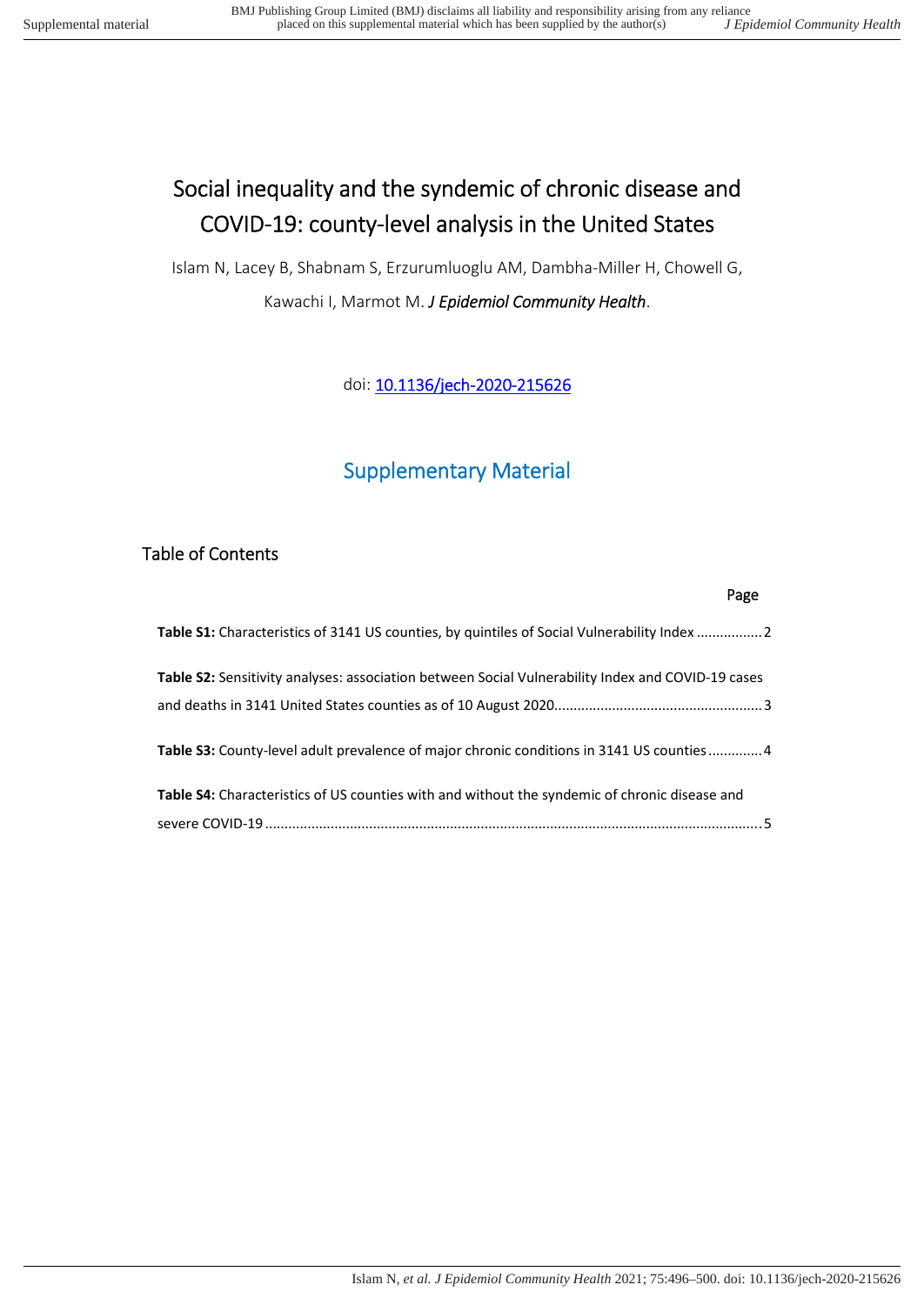# Social inequality and the syndemic of chronic disease and COVID-19: county-level analysis in the United States

Islam N, Lacey B, Shabnam S, Erzurumluoglu AM, Dambha-Miller H, Chowell G, Kawachi I, Marmot M. *J Epidemiol Community Health*.

doi: 10.1136/jech-2020-215626

## Supplementary Material

### Table of Contents

| | Page |
|---|---|
| **Table S1:** Characteristics of 3141 US counties, by quintiles of Social Vulnerability Index | 2 |
| **Table S2:** Sensitivity analyses: association between Social Vulnerability Index and COVID-19 cases and deaths in 3141 United States counties as of 10 August 2020 | 3 |
| **Table S3:** County-level adult prevalence of major chronic conditions in 3141 US counties | 4 |
| **Table S4:** Characteristics of US counties with and without the syndemic of chronic disease and severe COVID-19 | 5 |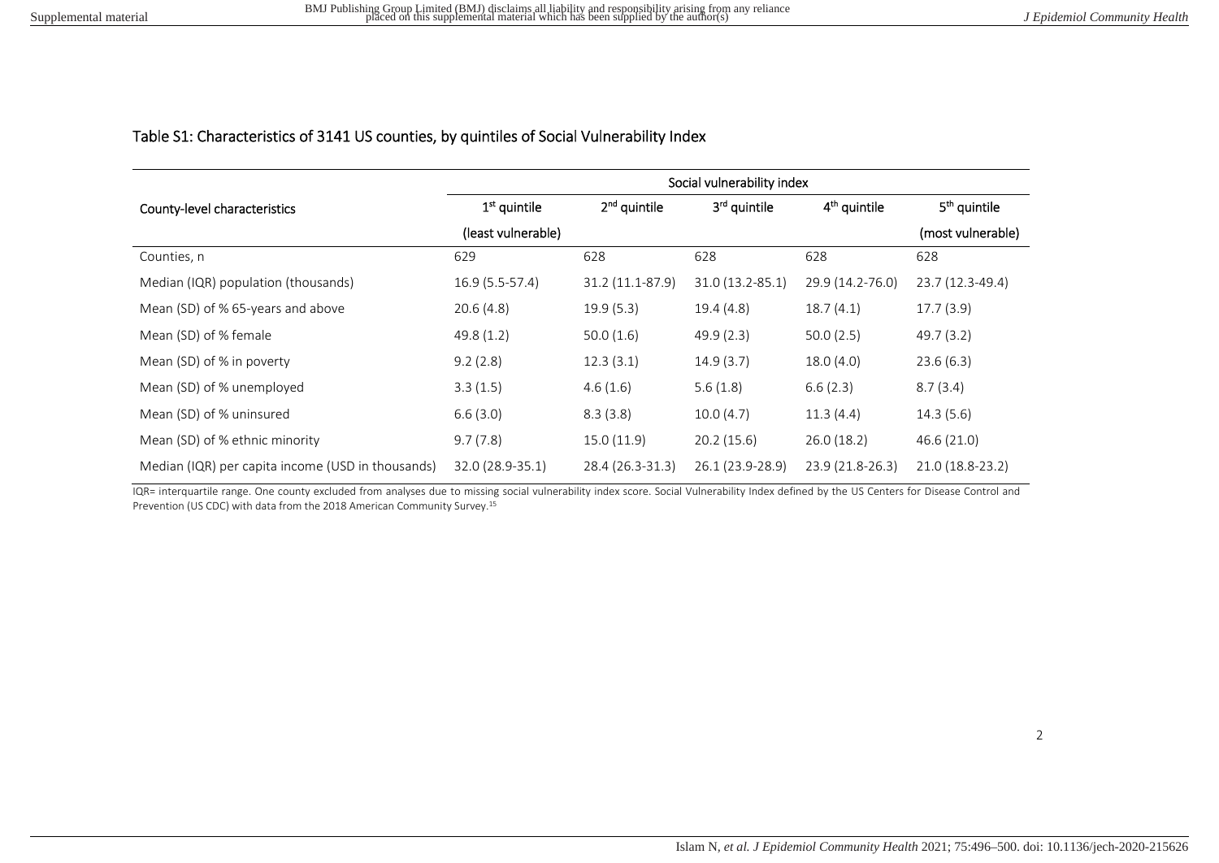## Table S1: Characteristics of 3141 US counties, by quintiles of Social Vulnerability Index

| County-level characteristics | Social vulnerability index | | | | |
|---|---|---|---|---|---|
| | 1st quintile (least vulnerable) | 2nd quintile | 3rd quintile | 4th quintile | 5th quintile (most vulnerable) |
| Counties, n | 629 | 628 | 628 | 628 | 628 |
| Median (IQR) population (thousands) | 16.9 (5.5-57.4) | 31.2 (11.1-87.9) | 31.0 (13.2-85.1) | 29.9 (14.2-76.0) | 23.7 (12.3-49.4) |
| Mean (SD) of % 65-years and above | 20.6 (4.8) | 19.9 (5.3) | 19.4 (4.8) | 18.7 (4.1) | 17.7 (3.9) |
| Mean (SD) of % female | 49.8 (1.2) | 50.0 (1.6) | 49.9 (2.3) | 50.0 (2.5) | 49.7 (3.2) |
| Mean (SD) of % in poverty | 9.2 (2.8) | 12.3 (3.1) | 14.9 (3.7) | 18.0 (4.0) | 23.6 (6.3) |
| Mean (SD) of % unemployed | 3.3 (1.5) | 4.6 (1.6) | 5.6 (1.8) | 6.6 (2.3) | 8.7 (3.4) |
| Mean (SD) of % uninsured | 6.6 (3.0) | 8.3 (3.8) | 10.0 (4.7) | 11.3 (4.4) | 14.3 (5.6) |
| Mean (SD) of % ethnic minority | 9.7 (7.8) | 15.0 (11.9) | 20.2 (15.6) | 26.0 (18.2) | 46.6 (21.0) |
| Median (IQR) per capita income (USD in thousands) | 32.0 (28.9-35.1) | 28.4 (26.3-31.3) | 26.1 (23.9-28.9) | 23.9 (21.8-26.3) | 21.0 (18.8-23.2) |

IQR= interquartile range. One county excluded from analyses due to missing social vulnerability index score. Social Vulnerability Index defined by the US Centers for Disease Control and Prevention (US CDC) with data from the 2018 American Community Survey.[15]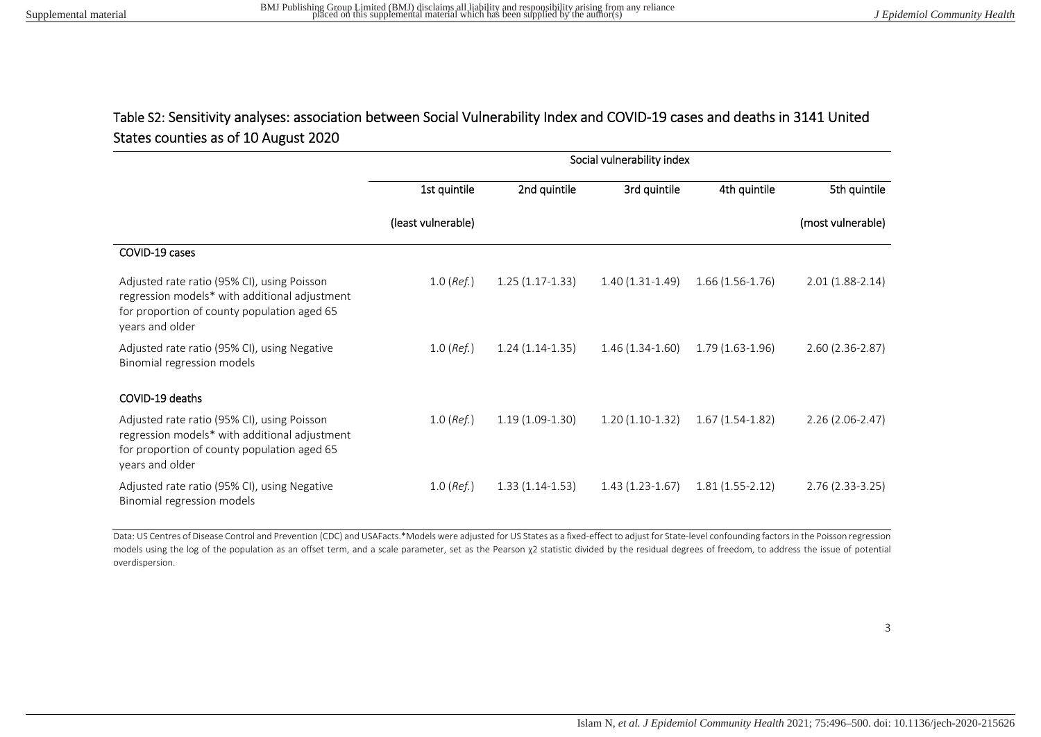Table S2: Sensitivity analyses: association between Social Vulnerability Index and COVID-19 cases and deaths in 3141 United States counties as of 10 August 2020

| | Social vulnerability index | | | | |
|---|---|---|---|---|---|
| | 1st quintile (least vulnerable) | 2nd quintile | 3rd quintile | 4th quintile | 5th quintile (most vulnerable) |
| **COVID-19 cases** | | | | | |
| Adjusted rate ratio (95% CI), using Poisson regression models* with additional adjustment for proportion of county population aged 65 years and older | 1.0 (*Ref.*) | 1.25 (1.17-1.33) | 1.40 (1.31-1.49) | 1.66 (1.56-1.76) | 2.01 (1.88-2.14) |
| Adjusted rate ratio (95% CI), using Negative Binomial regression models | 1.0 (*Ref.*) | 1.24 (1.14-1.35) | 1.46 (1.34-1.60) | 1.79 (1.63-1.96) | 2.60 (2.36-2.87) |
| **COVID-19 deaths** | | | | | |
| Adjusted rate ratio (95% CI), using Poisson regression models* with additional adjustment for proportion of county population aged 65 years and older | 1.0 (*Ref.*) | 1.19 (1.09-1.30) | 1.20 (1.10-1.32) | 1.67 (1.54-1.82) | 2.26 (2.06-2.47) |
| Adjusted rate ratio (95% CI), using Negative Binomial regression models | 1.0 (*Ref.*) | 1.33 (1.14-1.53) | 1.43 (1.23-1.67) | 1.81 (1.55-2.12) | 2.76 (2.33-3.25) |

Data: US Centres of Disease Control and Prevention (CDC) and USAFacts.*Models were adjusted for US States as a fixed-effect to adjust for State-level confounding factors in the Poisson regression models using the log of the population as an offset term, and a scale parameter, set as the Pearson $\chi 2$ statistic divided by the residual degrees of freedom, to address the issue of potential overdispersion.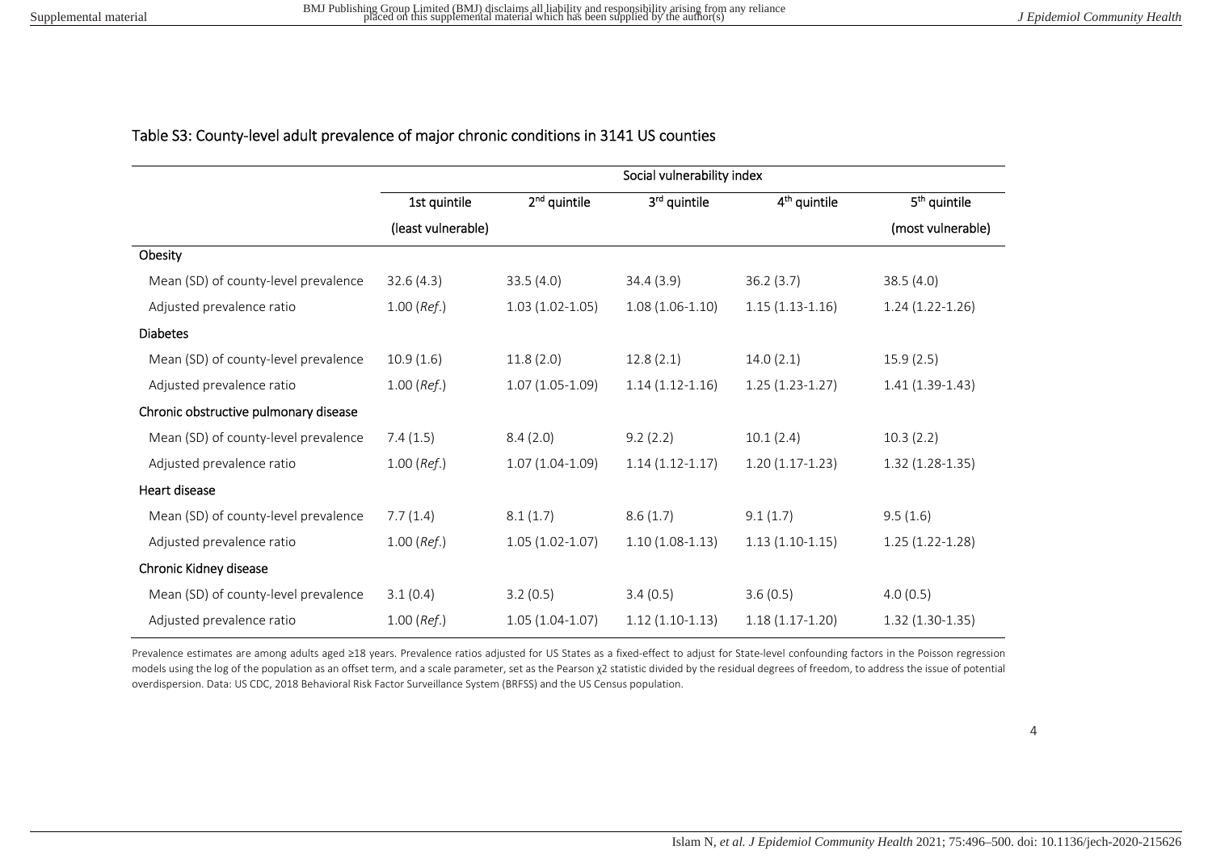## Table S3: County-level adult prevalence of major chronic conditions in 3141 US counties

| | Social vulnerability index | | | | |
|---|---|---|---|---|---|
| | 1st quintile (least vulnerable) | 2nd quintile | 3rd quintile | 4th quintile | 5th quintile (most vulnerable) |
| **Obesity** | | | | | |
| Mean (SD) of county-level prevalence | 32.6 (4.3) | 33.5 (4.0) | 34.4 (3.9) | 36.2 (3.7) | 38.5 (4.0) |
| Adjusted prevalence ratio | 1.00 (*Ref.*) | 1.03 (1.02-1.05) | 1.08 (1.06-1.10) | 1.15 (1.13-1.16) | 1.24 (1.22-1.26) |
| **Diabetes** | | | | | |
| Mean (SD) of county-level prevalence | 10.9 (1.6) | 11.8 (2.0) | 12.8 (2.1) | 14.0 (2.1) | 15.9 (2.5) |
| Adjusted prevalence ratio | 1.00 (*Ref.*) | 1.07 (1.05-1.09) | 1.14 (1.12-1.16) | 1.25 (1.23-1.27) | 1.41 (1.39-1.43) |
| **Chronic obstructive pulmonary disease** | | | | | |
| Mean (SD) of county-level prevalence | 7.4 (1.5) | 8.4 (2.0) | 9.2 (2.2) | 10.1 (2.4) | 10.3 (2.2) |
| Adjusted prevalence ratio | 1.00 (*Ref.*) | 1.07 (1.04-1.09) | 1.14 (1.12-1.17) | 1.20 (1.17-1.23) | 1.32 (1.28-1.35) |
| **Heart disease** | | | | | |
| Mean (SD) of county-level prevalence | 7.7 (1.4) | 8.1 (1.7) | 8.6 (1.7) | 9.1 (1.7) | 9.5 (1.6) |
| Adjusted prevalence ratio | 1.00 (*Ref.*) | 1.05 (1.02-1.07) | 1.10 (1.08-1.13) | 1.13 (1.10-1.15) | 1.25 (1.22-1.28) |
| **Chronic Kidney disease** | | | | | |
| Mean (SD) of county-level prevalence | 3.1 (0.4) | 3.2 (0.5) | 3.4 (0.5) | 3.6 (0.5) | 4.0 (0.5) |
| Adjusted prevalence ratio | 1.00 (*Ref.*) | 1.05 (1.04-1.07) | 1.12 (1.10-1.13) | 1.18 (1.17-1.20) | 1.32 (1.30-1.35) |

Prevalence estimates are among adults aged ≥18 years. Prevalence ratios adjusted for US States as a fixed-effect to adjust for State-level confounding factors in the Poisson regression models using the log of the population as an offset term, and a scale parameter, set as the Pearson $\chi^2$ statistic divided by the residual degrees of freedom, to address the issue of potential overdispersion. Data: US CDC, 2018 Behavioral Risk Factor Surveillance System (BRFSS) and the US Census population.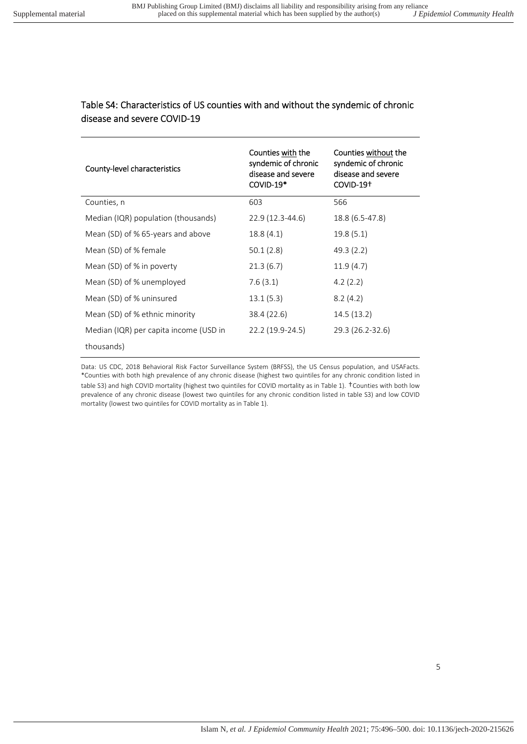## Table S4: Characteristics of US counties with and without the syndemic of chronic disease and severe COVID-19

| County-level characteristics | Counties <u>with</u> the syndemic of chronic disease and severe COVID-19* | Counties <u>without</u> the syndemic of chronic disease and severe COVID-19† |
|---|---|---|
| Counties, n | 603 | 566 |
| Median (IQR) population (thousands) | 22.9 (12.3-44.6) | 18.8 (6.5-47.8) |
| Mean (SD) of % 65-years and above | 18.8 (4.1) | 19.8 (5.1) |
| Mean (SD) of % female | 50.1 (2.8) | 49.3 (2.2) |
| Mean (SD) of % in poverty | 21.3 (6.7) | 11.9 (4.7) |
| Mean (SD) of % unemployed | 7.6 (3.1) | 4.2 (2.2) |
| Mean (SD) of % uninsured | 13.1 (5.3) | 8.2 (4.2) |
| Mean (SD) of % ethnic minority | 38.4 (22.6) | 14.5 (13.2) |
| Median (IQR) per capita income (USD in thousands) | 22.2 (19.9-24.5) | 29.3 (26.2-32.6) |

Data: US CDC, 2018 Behavioral Risk Factor Surveillance System (BRFSS), the US Census population, and USAFacts. *Counties with both high prevalence of any chronic disease (highest two quintiles for any chronic condition listed in table S3) and high COVID mortality (highest two quintiles for COVID mortality as in Table 1). †Counties with both low prevalence of any chronic disease (lowest two quintiles for any chronic condition listed in table S3) and low COVID mortality (lowest two quintiles for COVID mortality as in Table 1).